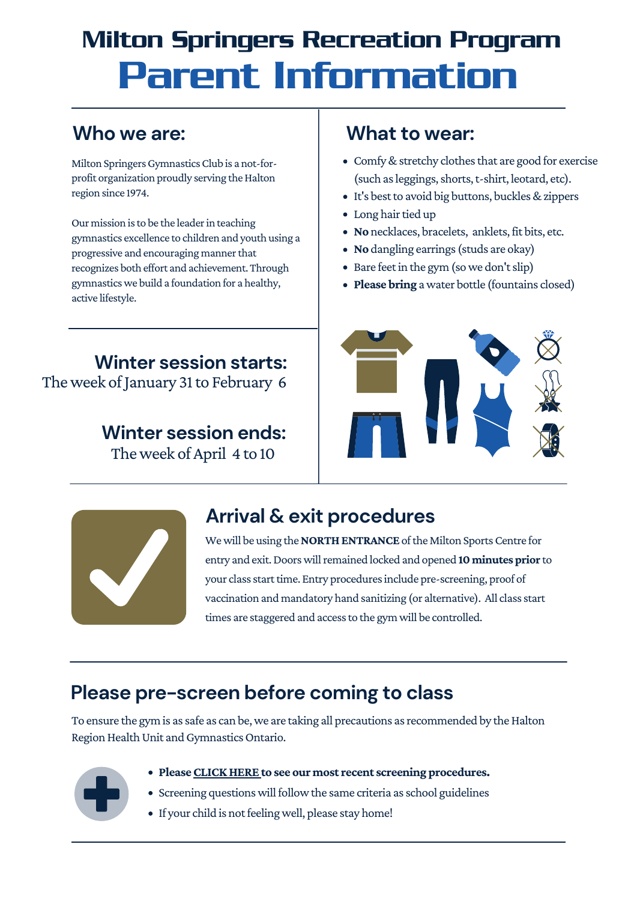# Milton Springers Recreation Program

# Parent Information

## Who we are:

Milton Springers Gymnastics Club is a not-for-profit organization proudly serving the Halton region since 1974.

Our mission is to be the leader in teaching gymnastics excellence to children and youth using a progressive and encouraging manner that recognizes both effort and achievement. Through gymnastics we build a foundation for a healthy, active lifestyle.

## What to wear:

- Comfy & stretchy clothes that are good for exercise (such as leggings, shorts, t-shirt, leotard, etc).
- It's best to avoid big buttons, buckles & zippers
- Long hair tied up
- **No** necklaces, bracelets, anklets, fit bits, etc.
- **No** dangling earrings (studs are okay)
- Bare feet in the gym (so we don't slip)
- **Please bring** a water bottle (fountains closed)

## Winter session starts:

The week of January 31 to February 6

## Winter session ends:

The week of April 4 to 10

## Arrival & exit procedures

We will be using the **NORTH ENTRANCE** of the Milton Sports Centre for entry and exit. Doors will remained locked and opened **10 minutes prior** to your class start time. Entry procedures include pre-screening, proof of vaccination and mandatory hand sanitizing (or alternative). All class start times are staggered and access to the gym will be controlled.

## Please pre-screen before coming to class

To ensure the gym is as safe as can be, we are taking all precautions as recommended by the Halton Region Health Unit and Gymnastics Ontario.

- **Please CLICK HERE to see our most recent screening procedures.**
- Screening questions will follow the same criteria as school guidelines
- If your child is not feeling well, please stay home!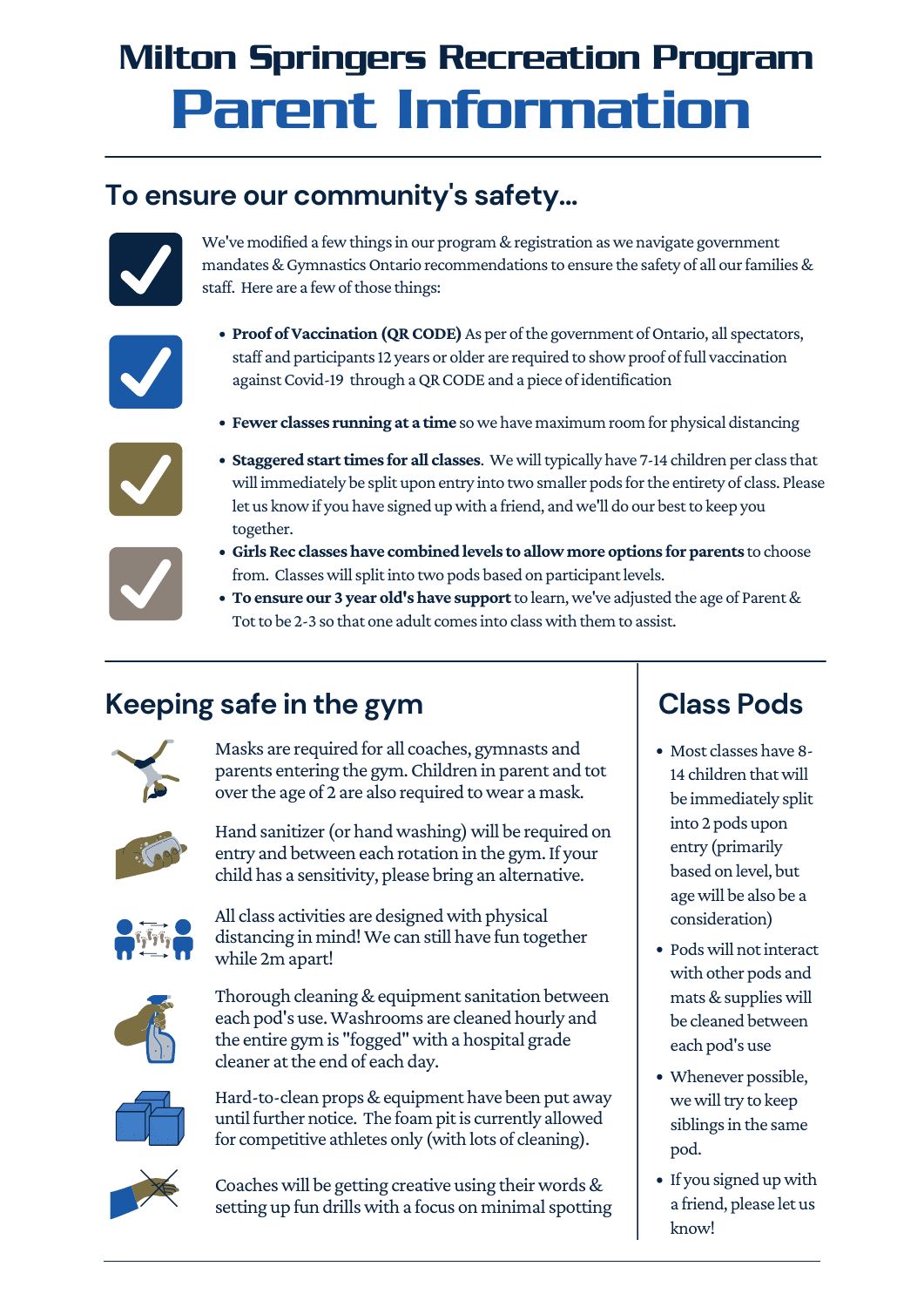# Milton Springers Recreation Program

# Parent Information

## To ensure our community's safety...

We've modified a few things in our program & registration as we navigate government mandates & Gymnastics Ontario recommendations to ensure the safety of all our families & staff. Here are a few of those things:

- **Proof of Vaccination (QR CODE)** As per of the government of Ontario, all spectators, staff and participants 12 years or older are required to show proof of full vaccination against Covid-19 through a QR CODE and a piece of identification
- **Fewer classes running at a time** so we have maximum room for physical distancing
- **Staggered start times for all classes.** We will typically have 7-14 children per class that will immediately be split upon entry into two smaller pods for the entirety of class. Please let us know if you have signed up with a friend, and we'll do our best to keep you together.
- **Girls Rec classes have combined levels to allow more options for parents** to choose from. Classes will split into two pods based on participant levels.
- **To ensure our 3 year old's have support** to learn, we've adjusted the age of Parent & Tot to be 2-3 so that one adult comes into class with them to assist.

## Keeping safe in the gym

Masks are required for all coaches, gymnasts and parents entering the gym. Children in parent and tot over the age of 2 are also required to wear a mask.

Hand sanitizer (or hand washing) will be required on entry and between each rotation in the gym. If your child has a sensitivity, please bring an alternative.

All class activities are designed with physical distancing in mind! We can still have fun together while 2m apart!

Thorough cleaning & equipment sanitation between each pod's use. Washrooms are cleaned hourly and the entire gym is "fogged" with a hospital grade cleaner at the end of each day.

Hard-to-clean props & equipment have been put away until further notice. The foam pit is currently allowed for competitive athletes only (with lots of cleaning).

Coaches will be getting creative using their words & setting up fun drills with a focus on minimal spotting

## Class Pods

- Most classes have 8-14 children that will be immediately split into 2 pods upon entry (primarily based on level, but age will be also be a consideration)
- Pods will not interact with other pods and mats & supplies will be cleaned between each pod's use
- Whenever possible, we will try to keep siblings in the same pod.
- If you signed up with a friend, please let us know!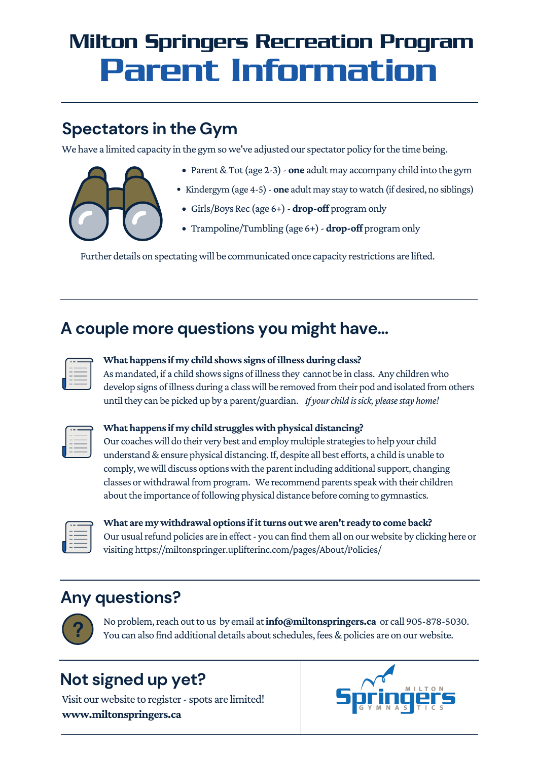# Milton Springers Recreation Program

# Parent Information

## Spectators in the Gym

We have a limited capacity in the gym so we've adjusted our spectator policy for the time being.

- Parent & Tot (age 2-3) - **one** adult may accompany child into the gym
- Kindergym (age 4-5) - **one** adult may stay to watch (if desired, no siblings)
- Girls/Boys Rec (age 6+) - **drop-off** program only
- Trampoline/Tumbling (age 6+) - **drop-off** program only

Further details on spectating will be communicated once capacity restrictions are lifted.

## A couple more questions you might have...

**What happens if my child shows signs of illness during class?**
As mandated, if a child shows signs of illness they cannot be in class. Any children who develop signs of illness during a class will be removed from their pod and isolated from others until they can be picked up by a parent/guardian. *If your child is sick, please stay home!*

**What happens if my child struggles with physical distancing?**
Our coaches will do their very best and employ multiple strategies to help your child understand & ensure physical distancing. If, despite all best efforts, a child is unable to comply, we will discuss options with the parent including additional support, changing classes or withdrawal from program. We recommend parents speak with their children about the importance of following physical distance before coming to gymnastics.

**What are my withdrawal options if it turns out we aren't ready to come back?**
Our usual refund policies are in effect - you can find them all on our website by clicking here or visiting https://miltonspringer.uplifterinc.com/pages/About/Policies/

## Any questions?

No problem, reach out to us by email at **info@miltonspringers.ca** or call 905-878-5030. You can also find additional details about schedules, fees & policies are on our website.

## Not signed up yet?

Visit our website to register - spots are limited!
**www.miltonspringers.ca**

Milton Springers Gymnastics